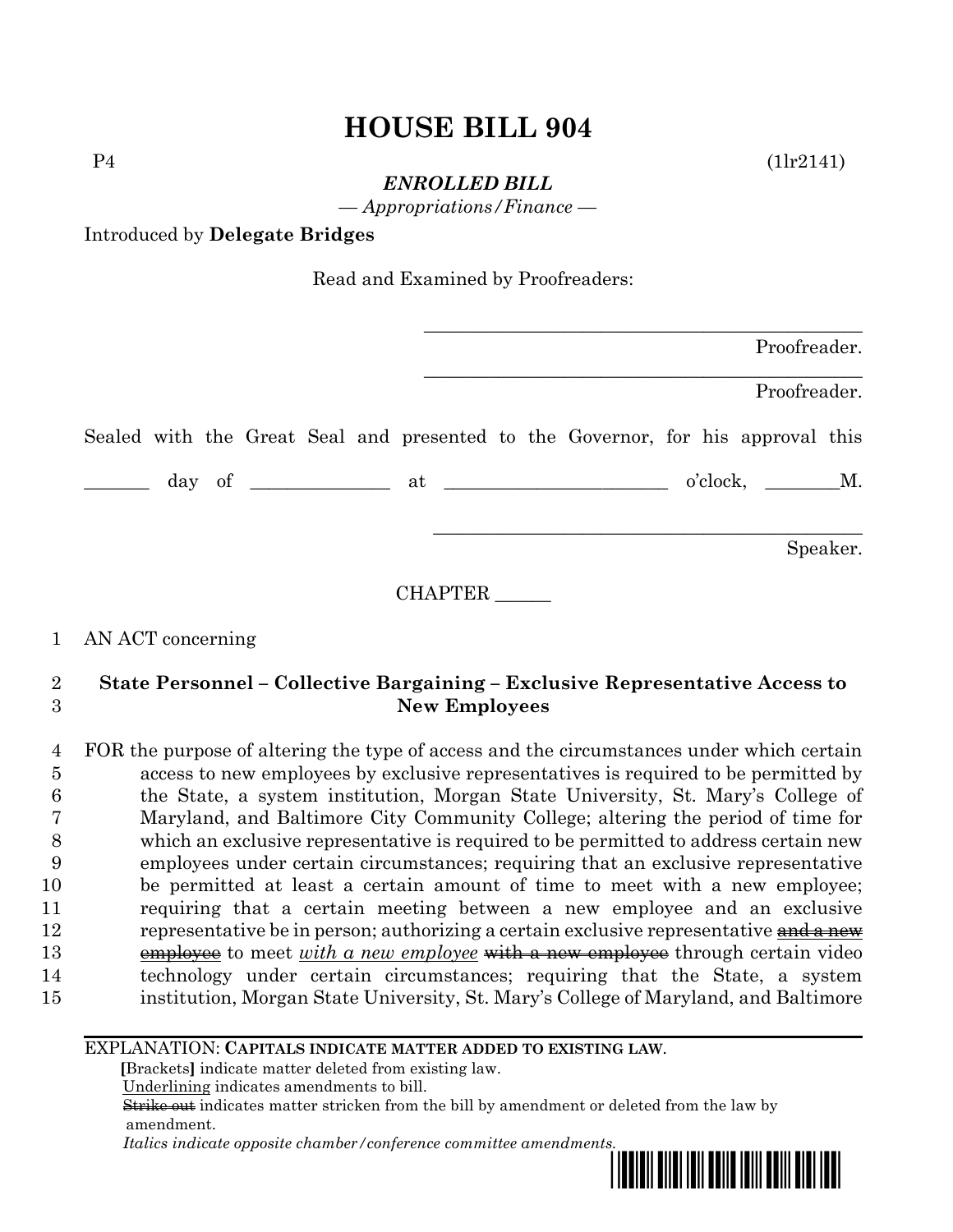# HOUSE BILL 904

P4 (1lr2141)

***ENROLLED BILL***

*— Appropriations/Finance —*

Introduced by **Delegate Bridges**

Read and Examined by Proofreaders:

_______________________________________________ Proofreader.

_______________________________________________ Proofreader.

Sealed with the Great Seal and presented to the Governor, for his approval this

_______ day of ______________ at ________________________ o'clock, ________M.

_______________________________________________ Speaker.

CHAPTER ______

1 AN ACT concerning

2 **State Personnel – Collective Bargaining – Exclusive Representative Access to**
3 **New Employees**

4 FOR the purpose of altering the type of access and the circumstances under which certain
5 access to new employees by exclusive representatives is required to be permitted by
6 the State, a system institution, Morgan State University, St. Mary's College of
7 Maryland, and Baltimore City Community College; altering the period of time for
8 which an exclusive representative is required to be permitted to address certain new
9 employees under certain circumstances; requiring that an exclusive representative
10 be permitted at least a certain amount of time to meet with a new employee;
11 requiring that a certain meeting between a new employee and an exclusive
12 representative be in person; authorizing a certain exclusive representative ~~and a new~~
13 ~~employee~~ to meet *with a new employee* ~~with a new employee~~ through certain video
14 technology under certain circumstances; requiring that the State, a system
15 institution, Morgan State University, St. Mary's College of Maryland, and Baltimore

EXPLANATION: **CAPITALS INDICATE MATTER ADDED TO EXISTING LAW**.
[Brackets] indicate matter deleted from existing law.
Underlining indicates amendments to bill.
~~Strike out~~ indicates matter stricken from the bill by amendment or deleted from the law by amendment.
*Italics indicate opposite chamber/conference committee amendments.*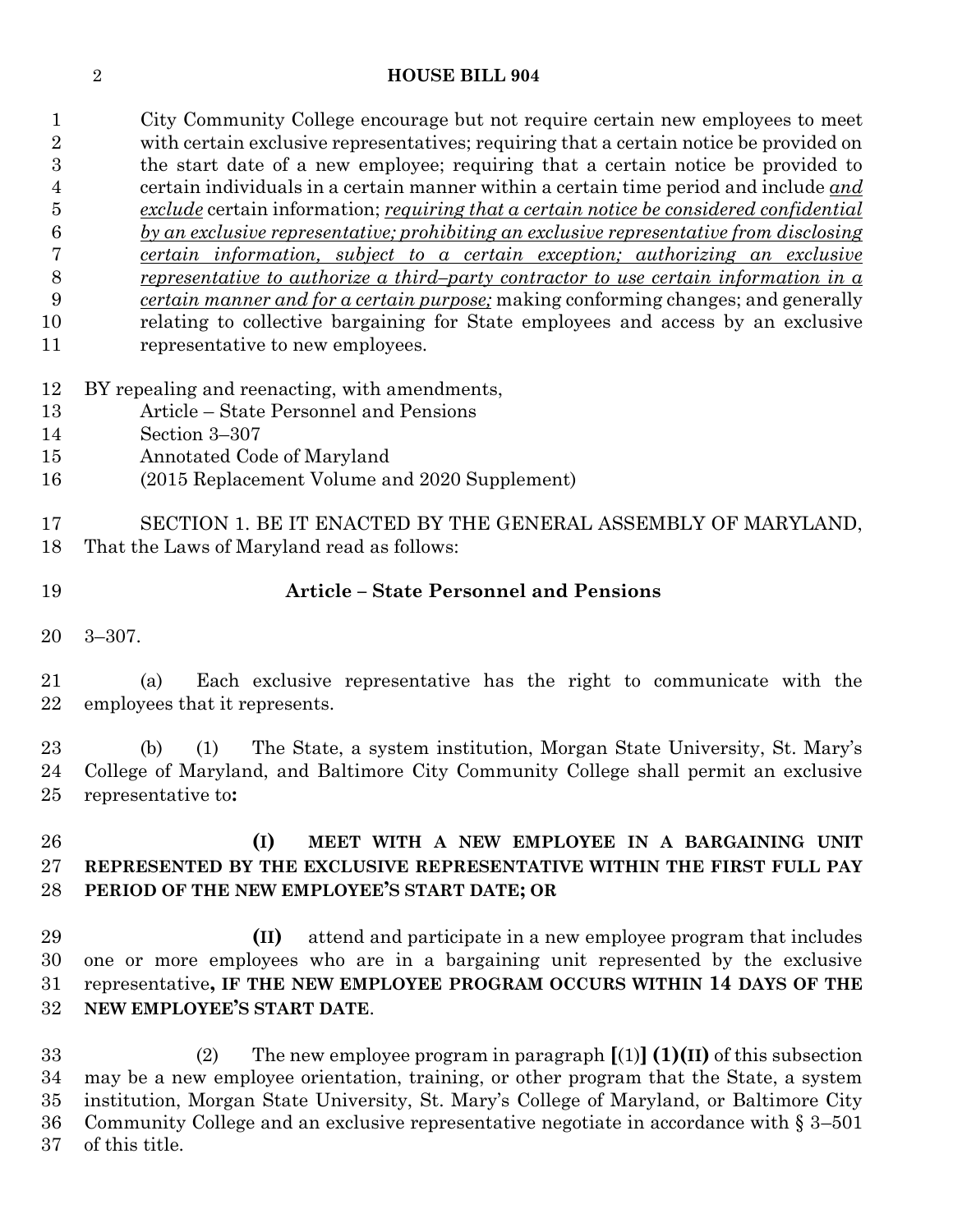City Community College encourage but not require certain new employees to meet with certain exclusive representatives; requiring that a certain notice be provided on the start date of a new employee; requiring that a certain notice be provided to certain individuals in a certain manner within a certain time period and include <u>*and exclude*</u> certain information; <u>*requiring that a certain notice be considered confidential by an exclusive representative; prohibiting an exclusive representative from disclosing certain information, subject to a certain exception; authorizing an exclusive representative to authorize a third–party contractor to use certain information in a certain manner and for a certain purpose;*</u> making conforming changes; and generally relating to collective bargaining for State employees and access by an exclusive representative to new employees.

BY repealing and reenacting, with amendments,
Article – State Personnel and Pensions
Section 3–307
Annotated Code of Maryland
(2015 Replacement Volume and 2020 Supplement)

SECTION 1. BE IT ENACTED BY THE GENERAL ASSEMBLY OF MARYLAND, That the Laws of Maryland read as follows:

**Article – State Personnel and Pensions**

3–307.

(a) Each exclusive representative has the right to communicate with the employees that it represents.

(b) (1) The State, a system institution, Morgan State University, St. Mary's College of Maryland, and Baltimore City Community College shall permit an exclusive representative to**:**

**(I) MEET WITH A NEW EMPLOYEE IN A BARGAINING UNIT REPRESENTED BY THE EXCLUSIVE REPRESENTATIVE WITHIN THE FIRST FULL PAY PERIOD OF THE NEW EMPLOYEE'S START DATE; OR**

**(II)** attend and participate in a new employee program that includes one or more employees who are in a bargaining unit represented by the exclusive representative**, IF THE NEW EMPLOYEE PROGRAM OCCURS WITHIN 14 DAYS OF THE NEW EMPLOYEE'S START DATE**.

(2) The new employee program in paragraph **[**(1)**]** **(1)(II)** of this subsection may be a new employee orientation, training, or other program that the State, a system institution, Morgan State University, St. Mary's College of Maryland, or Baltimore City Community College and an exclusive representative negotiate in accordance with § 3–501 of this title.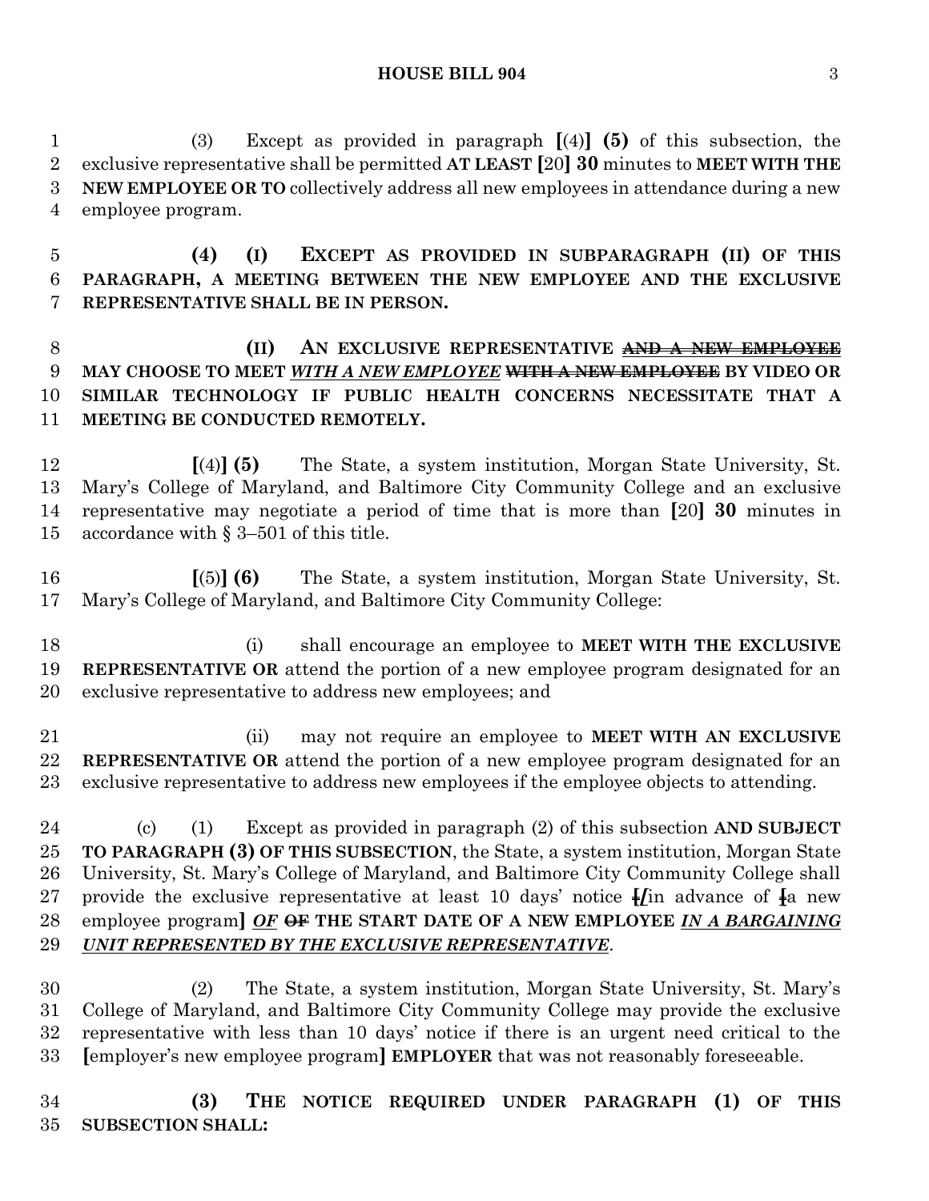(3) Except as provided in paragraph [(4)] **(5)** of this subsection, the exclusive representative shall be permitted **AT LEAST** [20] **30** minutes to **MEET WITH THE NEW EMPLOYEE OR TO** collectively address all new employees in attendance during a new employee program.

**(4) (I) EXCEPT AS PROVIDED IN SUBPARAGRAPH (II) OF THIS PARAGRAPH, A MEETING BETWEEN THE NEW EMPLOYEE AND THE EXCLUSIVE REPRESENTATIVE SHALL BE IN PERSON.**

**(II) AN EXCLUSIVE REPRESENTATIVE ~~AND A NEW EMPLOYEE~~ MAY CHOOSE TO MEET** ***WITH A NEW EMPLOYEE*** **~~WITH A NEW EMPLOYEE~~ BY VIDEO OR SIMILAR TECHNOLOGY IF PUBLIC HEALTH CONCERNS NECESSITATE THAT A MEETING BE CONDUCTED REMOTELY.**

[(4)] **(5)** The State, a system institution, Morgan State University, St. Mary's College of Maryland, and Baltimore City Community College and an exclusive representative may negotiate a period of time that is more than [20] **30** minutes in accordance with § 3–501 of this title.

[(5)] **(6)** The State, a system institution, Morgan State University, St. Mary's College of Maryland, and Baltimore City Community College:

(i) shall encourage an employee to **MEET WITH THE EXCLUSIVE REPRESENTATIVE OR** attend the portion of a new employee program designated for an exclusive representative to address new employees; and

(ii) may not require an employee to **MEET WITH AN EXCLUSIVE REPRESENTATIVE OR** attend the portion of a new employee program designated for an exclusive representative to address new employees if the employee objects to attending.

(c) (1) Except as provided in paragraph (2) of this subsection **AND SUBJECT TO PARAGRAPH (3) OF THIS SUBSECTION**, the State, a system institution, Morgan State University, St. Mary's College of Maryland, and Baltimore City Community College shall provide the exclusive representative at least 10 days' notice [in advance of [a new employee program] ***OF*** **~~OF~~ THE START DATE OF A NEW EMPLOYEE** ***IN A BARGAINING UNIT REPRESENTED BY THE EXCLUSIVE REPRESENTATIVE***.

(2) The State, a system institution, Morgan State University, St. Mary's College of Maryland, and Baltimore City Community College may provide the exclusive representative with less than 10 days' notice if there is an urgent need critical to the [employer's new employee program] **EMPLOYER** that was not reasonably foreseeable.

**(3) THE NOTICE REQUIRED UNDER PARAGRAPH (1) OF THIS SUBSECTION SHALL:**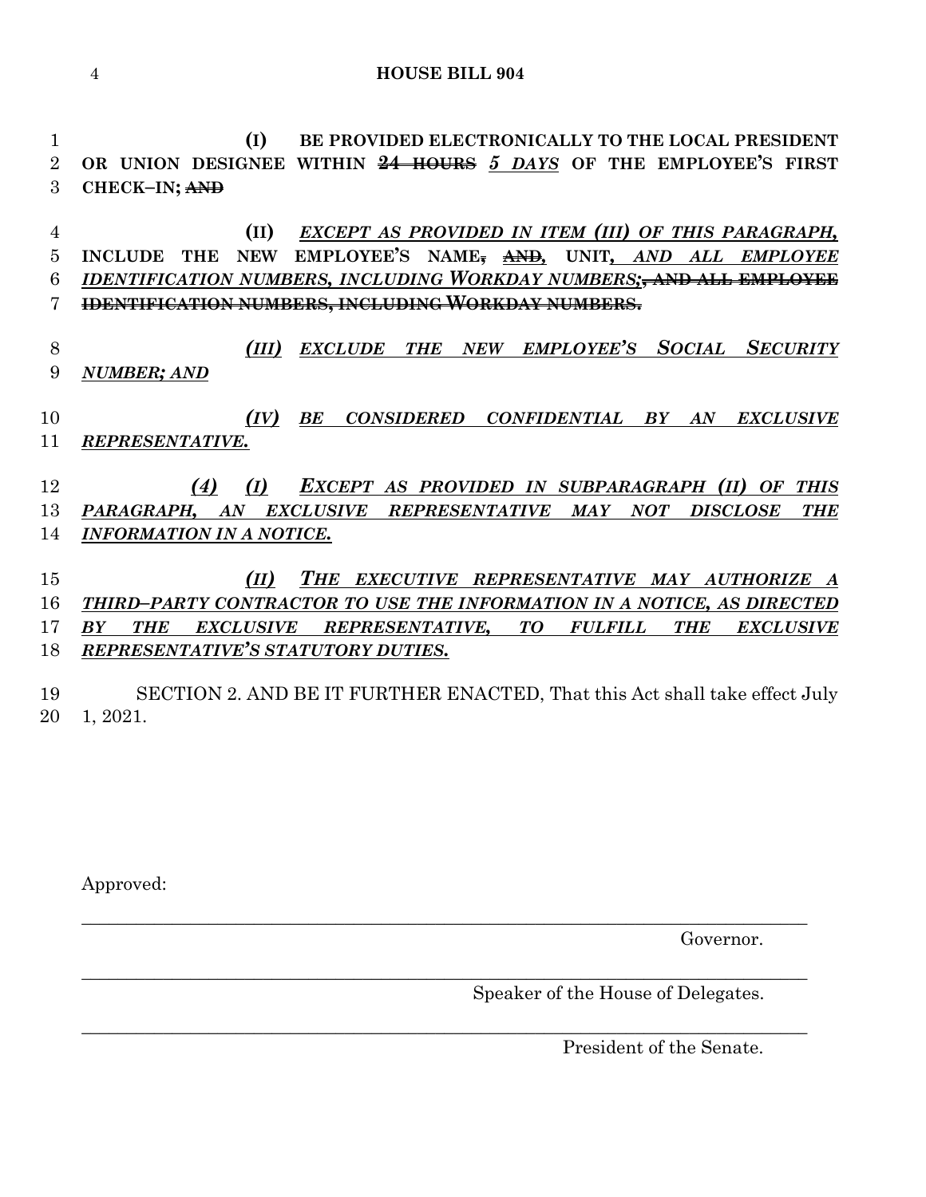**(I) BE PROVIDED ELECTRONICALLY TO THE LOCAL PRESIDENT OR UNION DESIGNEE WITHIN ~~24 HOURS~~ _5 DAYS_ OF THE EMPLOYEE'S FIRST CHECK–IN; ~~AND~~**

**(II)** _**EXCEPT AS PROVIDED IN ITEM (III) OF THIS PARAGRAPH,**_ **INCLUDE THE NEW EMPLOYEE'S NAME~~,~~ ~~AND~~, UNIT,** _**AND ALL EMPLOYEE IDENTIFICATION NUMBERS, INCLUDING WORKDAY NUMBERS;**_ **~~, AND ALL EMPLOYEE IDENTIFICATION NUMBERS, INCLUDING WORKDAY NUMBERS.~~**

_**(III) EXCLUDE THE NEW EMPLOYEE'S SOCIAL SECURITY NUMBER; AND**_

_**(IV) BE CONSIDERED CONFIDENTIAL BY AN EXCLUSIVE REPRESENTATIVE.**_

_**(4) (I) EXCEPT AS PROVIDED IN SUBPARAGRAPH (II) OF THIS PARAGRAPH, AN EXCLUSIVE REPRESENTATIVE MAY NOT DISCLOSE THE INFORMATION IN A NOTICE.**_

_**(II) THE EXECUTIVE REPRESENTATIVE MAY AUTHORIZE A THIRD–PARTY CONTRACTOR TO USE THE INFORMATION IN A NOTICE, AS DIRECTED BY THE EXCLUSIVE REPRESENTATIVE, TO FULFILL THE EXCLUSIVE REPRESENTATIVE'S STATUTORY DUTIES.**_

SECTION 2. AND BE IT FURTHER ENACTED, That this Act shall take effect July 1, 2021.

Approved:

\_\_\_\_\_\_\_\_\_\_\_\_\_\_\_\_\_\_\_\_\_\_\_\_\_\_\_\_\_\_\_\_\_\_\_\_\_\_\_\_\_\_\_\_
Governor.

\_\_\_\_\_\_\_\_\_\_\_\_\_\_\_\_\_\_\_\_\_\_\_\_\_\_\_\_\_\_\_\_\_\_\_\_\_\_\_\_\_\_\_\_
Speaker of the House of Delegates.

\_\_\_\_\_\_\_\_\_\_\_\_\_\_\_\_\_\_\_\_\_\_\_\_\_\_\_\_\_\_\_\_\_\_\_\_\_\_\_\_\_\_\_\_
President of the Senate.